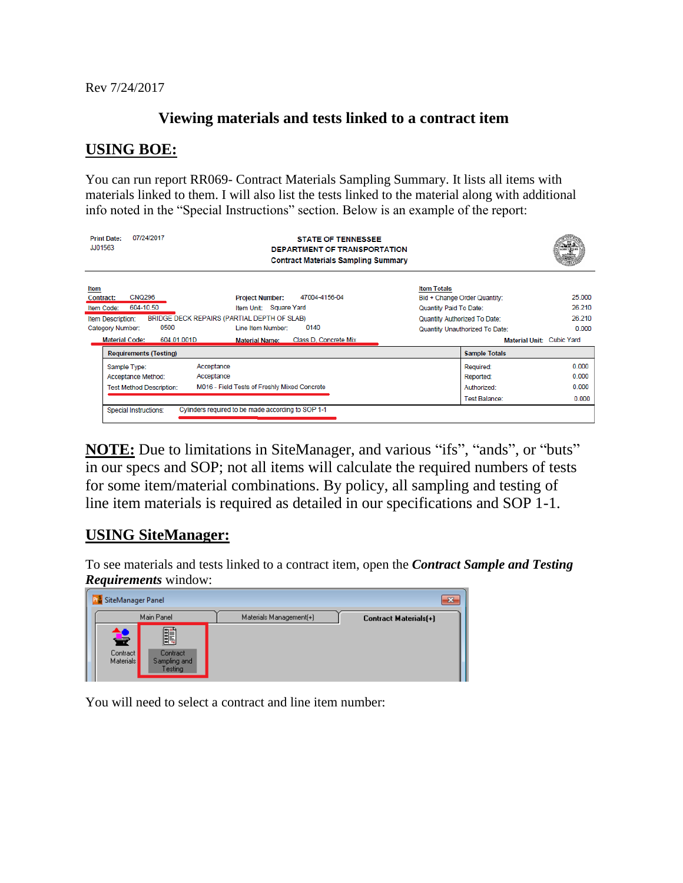Rev 7/24/2017

# Viewing materials and tests linked to a contract item

## USING BOE:

You can run report RR069- Contract Materials Sampling Summary. It lists all items with materials linked to them. I will also list the tests linked to the material along with additional info noted in the "Special Instructions" section. Below is an example of the report:

Print Date: 07/24/2017
JJ01563

**STATE OF TENNESSEE**
**DEPARTMENT OF TRANSPORTATION**
**Contract Materials Sampling Summary**

**Item**

| | | | | | |
|---|---|---|---|---|---|
| Contract: | CNQ296 | Project Number: | 47004-4156-04 | Bid + Change Order Quantity: | 25.000 |
| Item Code: | 604-10.50 | Item Unit: | Square Yard | Quantity Paid To Date: | 26.210 |
| Item Description: | BRIDGE DECK REPAIRS (PARTIAL DEPTH OF SLAB) | | | Quantity Authorized To Date: | 26.210 |
| Category Number: | 0500 | Line Item Number: | 0140 | Quantity Unauthorized To Date: | 0.000 |
| Material Code: | 604.01.001D | Material Name: | Class D, Concrete Mix | Material Unit: | Cubic Yard |

| Requirements (Testing) | | Sample Totals | |
|---|---|---|---|
| Sample Type: | Acceptance | Required: | 0.000 |
| Acceptance Method: | Acceptance | Reported: | 0.000 |
| Test Method Description: | M016 - Field Tests of Freshly Mixed Concrete | Authorized: | 0.000 |
| | | Test Balance: | 0.000 |
| Special Instructions: | Cylinders required to be made according to SOP 1-1 | | |

**NOTE:** Due to limitations in SiteManager, and various "ifs", "ands", or "buts" in our specs and SOP; not all items will calculate the required numbers of tests for some item/material combinations. By policy, all sampling and testing of line item materials is required as detailed in our specifications and SOP 1-1.

## USING SiteManager:

To see materials and tests linked to a contract item, open the ***Contract Sample and Testing Requirements*** window:

SiteManager Panel

Main Panel | Materials Management(+) | **Contract Materials(+)**

Contract Materials | Contract Sampling and Testing

You will need to select a contract and line item number: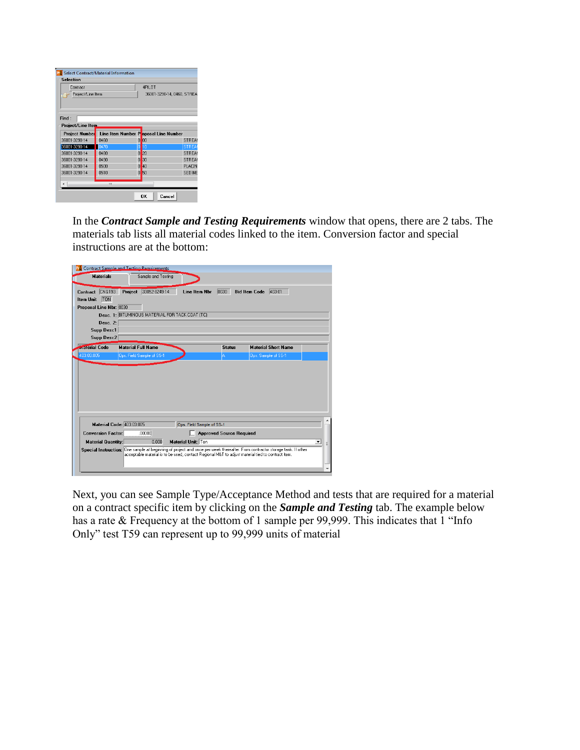In the ***Contract Sample and Testing Requirements*** window that opens, there are 2 tabs. The materials tab lists all material codes linked to the item. Conversion factor and special instructions are at the bottom:

Next, you can see Sample Type/Acceptance Method and tests that are required for a material on a contract specific item by clicking on the ***Sample and Testing*** tab. The example below has a rate & Frequency at the bottom of 1 sample per 99,999. This indicates that 1 "Info Only" test T59 can represent up to 99,999 units of material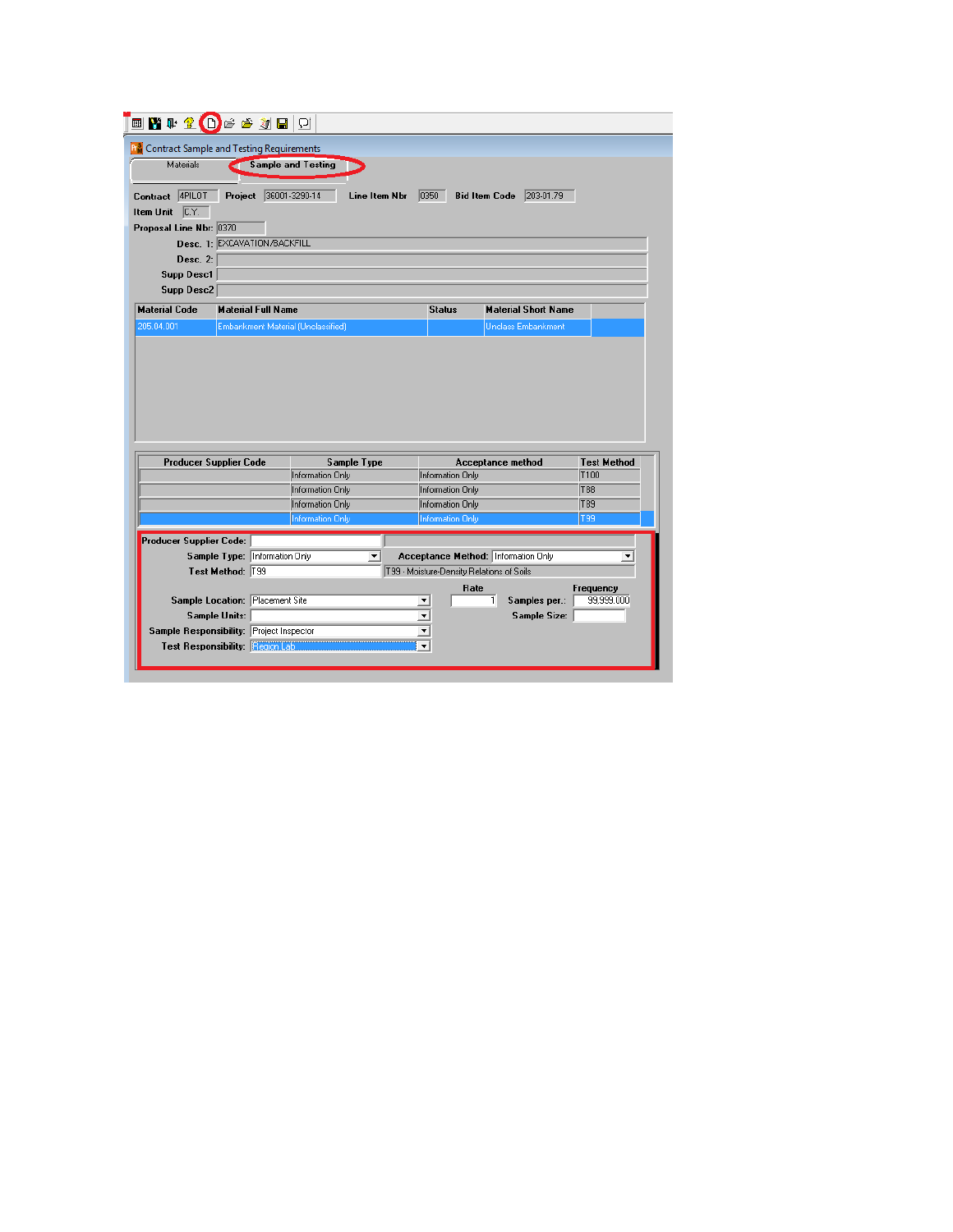Contract Sample and Testing Requirements

Materials | Sample and Testing

Contract: 4PILOT
Project: 36001-3290-14
Line Item Nbr: 0350
Bid Item Code: 203-01.79
Item Unit: C.Y.
Proposal Line Nbr: 0370
Desc. 1: EXCAVATION/BACKFILL
Desc. 2:
Supp Desc1
Supp Desc2

| Material Code | Material Full Name | Status | Material Short Name |
| --- | --- | --- | --- |
| 205.04.001 | Embankment Material (Unclassified) | | Unclass Embankment |

| Producer Supplier Code | Sample Type | Acceptance method | Test Method |
| --- | --- | --- | --- |
| | Information Only | Information Only | T100 |
| | Information Only | Information Only | T88 |
| | Information Only | Information Only | T89 |
| | Information Only | Information Only | T99 |

Producer Supplier Code:
Sample Type: Information Only
Acceptance Method: Information Only
Test Method: T99 — T99 - Moisture-Density Relations of Soils

Sample Location: Placement Site
Sample Units:
Sample Responsibility: Project Inspector
Test Responsibility: Region Lab

Rate: 1
Frequency: Samples per.: 99,999.000
Sample Size: